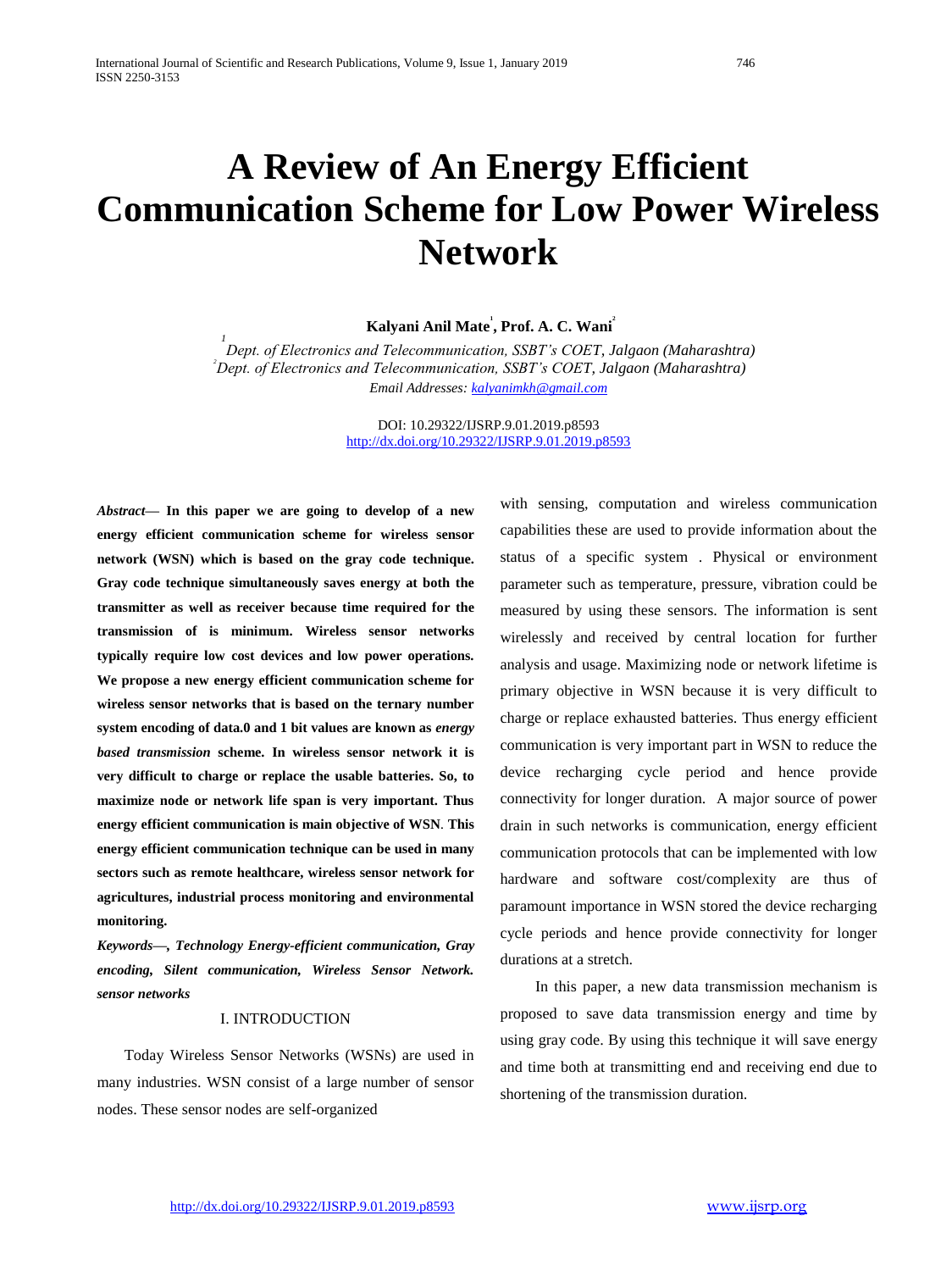# A Review of An Energy Efficient Communication Scheme for Low Power Wireless Network

**Kalyani Anil Mate[1], Prof. A. C. Wani[2]**

[1] *Dept. of Electronics and Telecommunication, SSBT's COET, Jalgaon (Maharashtra)*
[2] *Dept. of Electronics and Telecommunication, SSBT's COET, Jalgaon (Maharashtra)*
*Email Addresses: kalyanimkh@gmail.com*

DOI: 10.29322/IJSRP.9.01.2019.p8593
http://dx.doi.org/10.29322/IJSRP.9.01.2019.p8593

***Abstract*— In this paper we are going to develop of a new energy efficient communication scheme for wireless sensor network (WSN) which is based on the gray code technique. Gray code technique simultaneously saves energy at both the transmitter as well as receiver because time required for the transmission of is minimum. Wireless sensor networks typically require low cost devices and low power operations. We propose a new energy efficient communication scheme for wireless sensor networks that is based on the ternary number system encoding of data.0 and 1 bit values are known as *energy based transmission* scheme. In wireless sensor network it is very difficult to charge or replace the usable batteries. So, to maximize node or network life span is very important. Thus energy efficient communication is main objective of WSN. This energy efficient communication technique can be used in many sectors such as remote healthcare, wireless sensor network for agricultures, industrial process monitoring and environmental monitoring.**

***Keywords—, Technology Energy-efficient communication, Gray encoding, Silent communication, Wireless Sensor Network. sensor networks***

## I. INTRODUCTION

Today Wireless Sensor Networks (WSNs) are used in many industries. WSN consist of a large number of sensor nodes. These sensor nodes are self-organized with sensing, computation and wireless communication capabilities these are used to provide information about the status of a specific system . Physical or environment parameter such as temperature, pressure, vibration could be measured by using these sensors. The information is sent wirelessly and received by central location for further analysis and usage. Maximizing node or network lifetime is primary objective in WSN because it is very difficult to charge or replace exhausted batteries. Thus energy efficient communication is very important part in WSN to reduce the device recharging cycle period and hence provide connectivity for longer duration. A major source of power drain in such networks is communication, energy efficient communication protocols that can be implemented with low hardware and software cost/complexity are thus of paramount importance in WSN stored the device recharging cycle periods and hence provide connectivity for longer durations at a stretch.

In this paper, a new data transmission mechanism is proposed to save data transmission energy and time by using gray code. By using this technique it will save energy and time both at transmitting end and receiving end due to shortening of the transmission duration.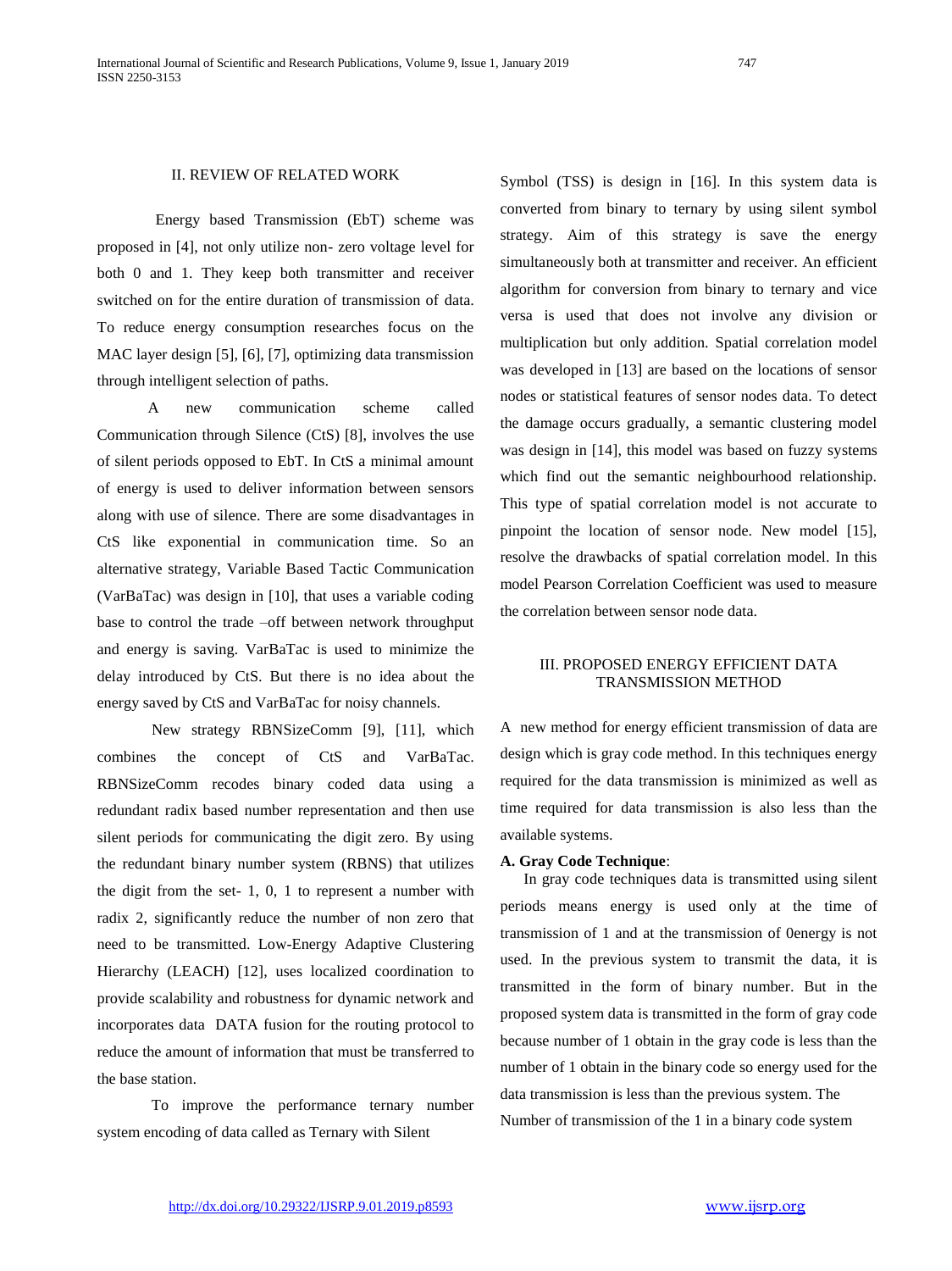## II. REVIEW OF RELATED WORK

Energy based Transmission (EbT) scheme was proposed in [4], not only utilize non- zero voltage level for both 0 and 1. They keep both transmitter and receiver switched on for the entire duration of transmission of data. To reduce energy consumption researches focus on the MAC layer design [5], [6], [7], optimizing data transmission through intelligent selection of paths.

A new communication scheme called Communication through Silence (CtS) [8], involves the use of silent periods opposed to EbT. In CtS a minimal amount of energy is used to deliver information between sensors along with use of silence. There are some disadvantages in CtS like exponential in communication time. So an alternative strategy, Variable Based Tactic Communication (VarBaTac) was design in [10], that uses a variable coding base to control the trade –off between network throughput and energy is saving. VarBaTac is used to minimize the delay introduced by CtS. But there is no idea about the energy saved by CtS and VarBaTac for noisy channels.

New strategy RBNSizeComm [9], [11], which combines the concept of CtS and VarBaTac. RBNSizeComm recodes binary coded data using a redundant radix based number representation and then use silent periods for communicating the digit zero. By using the redundant binary number system (RBNS) that utilizes the digit from the set- 1, 0, 1 to represent a number with radix 2, significantly reduce the number of non zero that need to be transmitted. Low-Energy Adaptive Clustering Hierarchy (LEACH) [12], uses localized coordination to provide scalability and robustness for dynamic network and incorporates data DATA fusion for the routing protocol to reduce the amount of information that must be transferred to the base station.

To improve the performance ternary number system encoding of data called as Ternary with Silent Symbol (TSS) is design in [16]. In this system data is converted from binary to ternary by using silent symbol strategy. Aim of this strategy is save the energy simultaneously both at transmitter and receiver. An efficient algorithm for conversion from binary to ternary and vice versa is used that does not involve any division or multiplication but only addition. Spatial correlation model was developed in [13] are based on the locations of sensor nodes or statistical features of sensor nodes data. To detect the damage occurs gradually, a semantic clustering model was design in [14], this model was based on fuzzy systems which find out the semantic neighbourhood relationship. This type of spatial correlation model is not accurate to pinpoint the location of sensor node. New model [15], resolve the drawbacks of spatial correlation model. In this model Pearson Correlation Coefficient was used to measure the correlation between sensor node data.

## III. PROPOSED ENERGY EFFICIENT DATA TRANSMISSION METHOD

A new method for energy efficient transmission of data are design which is gray code method. In this techniques energy required for the data transmission is minimized as well as time required for data transmission is also less than the available systems.

**A. Gray Code Technique**:

In gray code techniques data is transmitted using silent periods means energy is used only at the time of transmission of 1 and at the transmission of 0energy is not used. In the previous system to transmit the data, it is transmitted in the form of binary number. But in the proposed system data is transmitted in the form of gray code because number of 1 obtain in the gray code is less than the number of 1 obtain in the binary code so energy used for the data transmission is less than the previous system. The Number of transmission of the 1 in a binary code system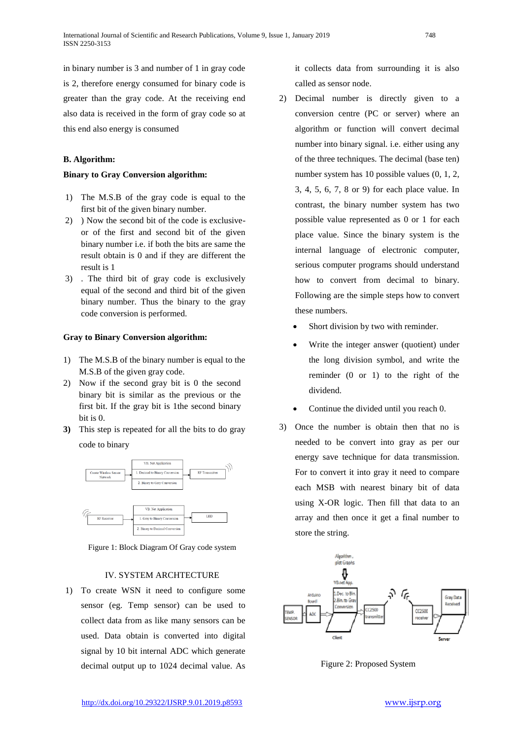in binary number is 3 and number of 1 in gray code is 2, therefore energy consumed for binary code is greater than the gray code. At the receiving end also data is received in the form of gray code so at this end also energy is consumed

### B. Algorithm:

**Binary to Gray Conversion algorithm:**

1) The M.S.B of the gray code is equal to the first bit of the given binary number.
2) ) Now the second bit of the code is exclusive-or of the first and second bit of the given binary number i.e. if both the bits are same the result obtain is 0 and if they are different the result is 1
3) . The third bit of gray code is exclusively equal of the second and third bit of the given binary number. Thus the binary to the gray code conversion is performed.

**Gray to Binary Conversion algorithm:**

1) The M.S.B of the binary number is equal to the M.S.B of the given gray code.
2) Now if the second gray bit is 0 the second binary bit is similar as the previous or the first bit. If the gray bit is 1the second binary bit is 0.
3) This step is repeated for all the bits to do gray code to binary

Figure 1: Block Diagram Of Gray code system

## IV. SYSTEM ARCHTECTURE

1) To create WSN it need to configure some sensor (eg. Temp sensor) can be used to collect data from as like many sensors can be used. Data obtain is converted into digital signal by 10 bit internal ADC which generate decimal output up to 1024 decimal value. As it collects data from surrounding it is also called as sensor node.
2) Decimal number is directly given to a conversion centre (PC or server) where an algorithm or function will convert decimal number into binary signal. i.e. either using any of the three techniques. The decimal (base ten) number system has 10 possible values (0, 1, 2, 3, 4, 5, 6, 7, 8 or 9) for each place value. In contrast, the binary number system has two possible value represented as 0 or 1 for each place value. Since the binary system is the internal language of electronic computer, serious computer programs should understand how to convert from decimal to binary. Following are the simple steps how to convert these numbers.
   - Short division by two with reminder.
   - Write the integer answer (quotient) under the long division symbol, and write the reminder (0 or 1) to the right of the dividend.
   - Continue the divided until you reach 0.
3) Once the number is obtain then that no is needed to be convert into gray as per our energy save technique for data transmission. For to convert it into gray it need to compare each MSB with nearest binary bit of data using X-OR logic. Then fill that data to an array and then once it get a final number to store the string.

Figure 2: Proposed System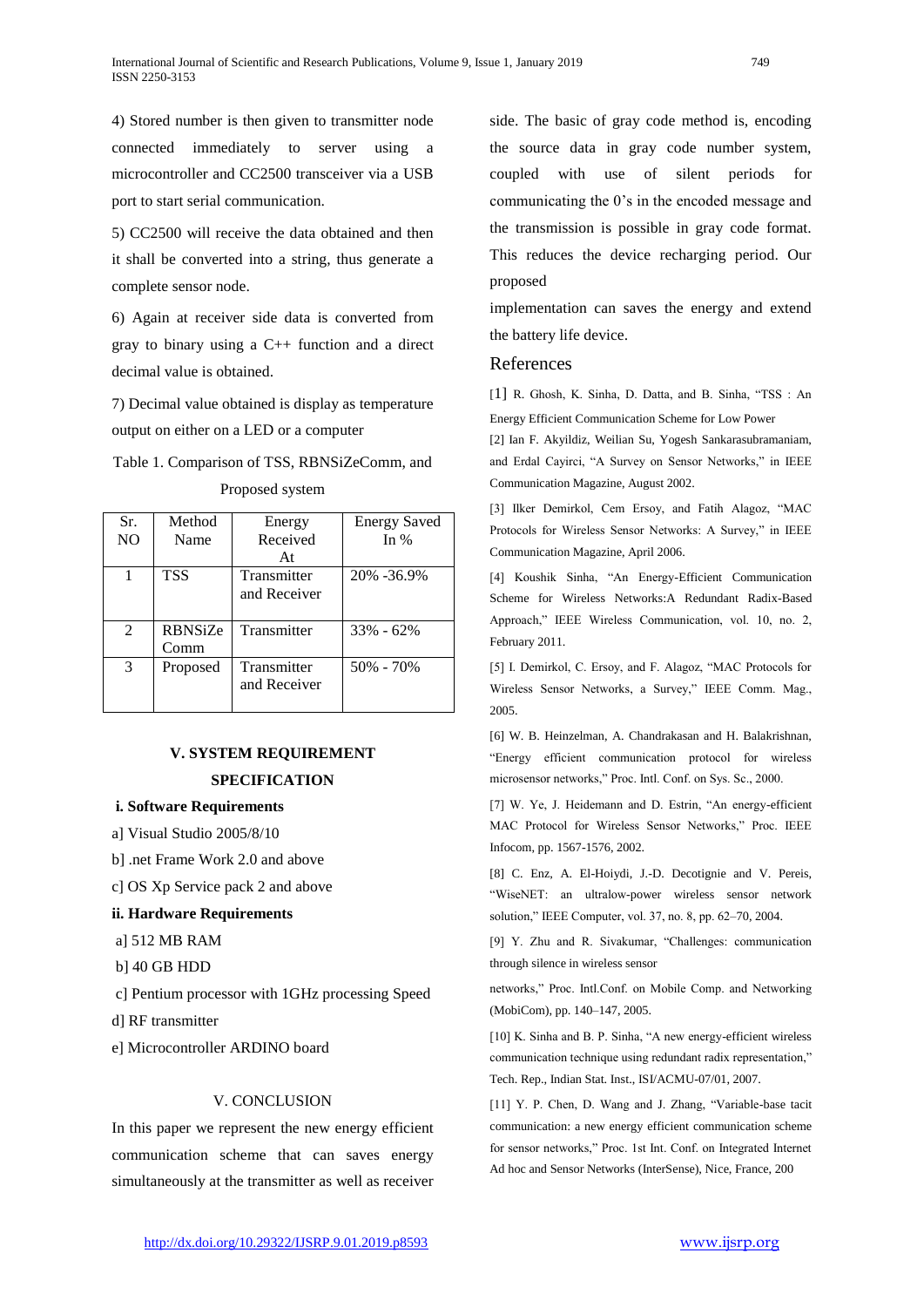4) Stored number is then given to transmitter node connected immediately to server using a microcontroller and CC2500 transceiver via a USB port to start serial communication.

5) CC2500 will receive the data obtained and then it shall be converted into a string, thus generate a complete sensor node.

6) Again at receiver side data is converted from gray to binary using a C++ function and a direct decimal value is obtained.

7) Decimal value obtained is display as temperature output on either on a LED or a computer

Table 1. Comparison of TSS, RBNSiZeComm, and Proposed system

| Sr. NO | Method Name | Energy Received At | Energy Saved In % |
|---|---|---|---|
| 1 | TSS | Transmitter and Receiver | 20% -36.9% |
| 2 | RBNSiZe Comm | Transmitter | 33% - 62% |
| 3 | Proposed | Transmitter and Receiver | 50% - 70% |

## V. SYSTEM REQUIREMENT SPECIFICATION

**i. Software Requirements**

a] Visual Studio 2005/8/10

b] .net Frame Work 2.0 and above

c] OS Xp Service pack 2 and above

**ii. Hardware Requirements**

a] 512 MB RAM

b] 40 GB HDD

c] Pentium processor with 1GHz processing Speed

d] RF transmitter

e] Microcontroller ARDINO board

## V. CONCLUSION

In this paper we represent the new energy efficient communication scheme that can saves energy simultaneously at the transmitter as well as receiver side. The basic of gray code method is, encoding the source data in gray code number system, coupled with use of silent periods for communicating the 0's in the encoded message and the transmission is possible in gray code format. This reduces the device recharging period. Our proposed implementation can saves the energy and extend the battery life device.

## References

[1] R. Ghosh, K. Sinha, D. Datta, and B. Sinha, "TSS : An Energy Efficient Communication Scheme for Low Power

[2] Ian F. Akyildiz, Weilian Su, Yogesh Sankarasubramaniam, and Erdal Cayirci, "A Survey on Sensor Networks," in IEEE Communication Magazine, August 2002.

[3] Ilker Demirkol, Cem Ersoy, and Fatih Alagoz, "MAC Protocols for Wireless Sensor Networks: A Survey," in IEEE Communication Magazine, April 2006.

[4] Koushik Sinha, "An Energy-Efficient Communication Scheme for Wireless Networks:A Redundant Radix-Based Approach," IEEE Wireless Communication, vol. 10, no. 2, February 2011.

[5] I. Demirkol, C. Ersoy, and F. Alagoz, "MAC Protocols for Wireless Sensor Networks, a Survey," IEEE Comm. Mag., 2005.

[6] W. B. Heinzelman, A. Chandrakasan and H. Balakrishnan, "Energy efficient communication protocol for wireless microsensor networks," Proc. Intl. Conf. on Sys. Sc., 2000.

[7] W. Ye, J. Heidemann and D. Estrin, "An energy-efficient MAC Protocol for Wireless Sensor Networks," Proc. IEEE Infocom, pp. 1567-1576, 2002.

[8] C. Enz, A. El-Hoiydi, J.-D. Decotignie and V. Pereis, "WiseNET: an ultralow-power wireless sensor network solution," IEEE Computer, vol. 37, no. 8, pp. 62–70, 2004.

[9] Y. Zhu and R. Sivakumar, "Challenges: communication through silence in wireless sensor networks," Proc. Intl.Conf. on Mobile Comp. and Networking (MobiCom), pp. 140–147, 2005.

[10] K. Sinha and B. P. Sinha, "A new energy-efficient wireless communication technique using redundant radix representation," Tech. Rep., Indian Stat. Inst., ISI/ACMU-07/01, 2007.

[11] Y. P. Chen, D. Wang and J. Zhang, "Variable-base tacit communication: a new energy efficient communication scheme for sensor networks," Proc. 1st Int. Conf. on Integrated Internet Ad hoc and Sensor Networks (InterSense), Nice, France, 200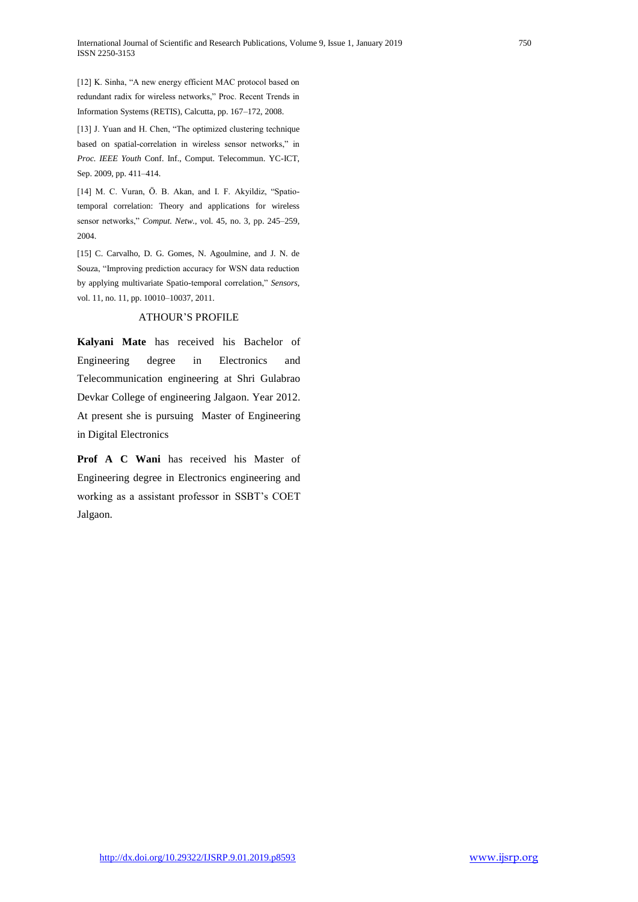[12] K. Sinha, "A new energy efficient MAC protocol based on redundant radix for wireless networks," Proc. Recent Trends in Information Systems (RETIS), Calcutta, pp. 167–172, 2008.

[13] J. Yuan and H. Chen, "The optimized clustering technique based on spatial-correlation in wireless sensor networks," in *Proc. IEEE Youth* Conf. Inf., Comput. Telecommun. YC-ICT, Sep. 2009, pp. 411–414.

[14] M. C. Vuran, Ö. B. Akan, and I. F. Akyildiz, "Spatio-temporal correlation: Theory and applications for wireless sensor networks," *Comput. Netw.*, vol. 45, no. 3, pp. 245–259, 2004.

[15] C. Carvalho, D. G. Gomes, N. Agoulmine, and J. N. de Souza, "Improving prediction accuracy for WSN data reduction by applying multivariate Spatio-temporal correlation," *Sensors*, vol. 11, no. 11, pp. 10010–10037, 2011.

## ATHOUR'S PROFILE

**Kalyani Mate** has received his Bachelor of Engineering degree in Electronics and Telecommunication engineering at Shri Gulabrao Devkar College of engineering Jalgaon. Year 2012. At present she is pursuing Master of Engineering in Digital Electronics

**Prof A C Wani** has received his Master of Engineering degree in Electronics engineering and working as a assistant professor in SSBT's COET Jalgaon.

http://dx.doi.org/10.29322/IJSRP.9.01.2019.p8593